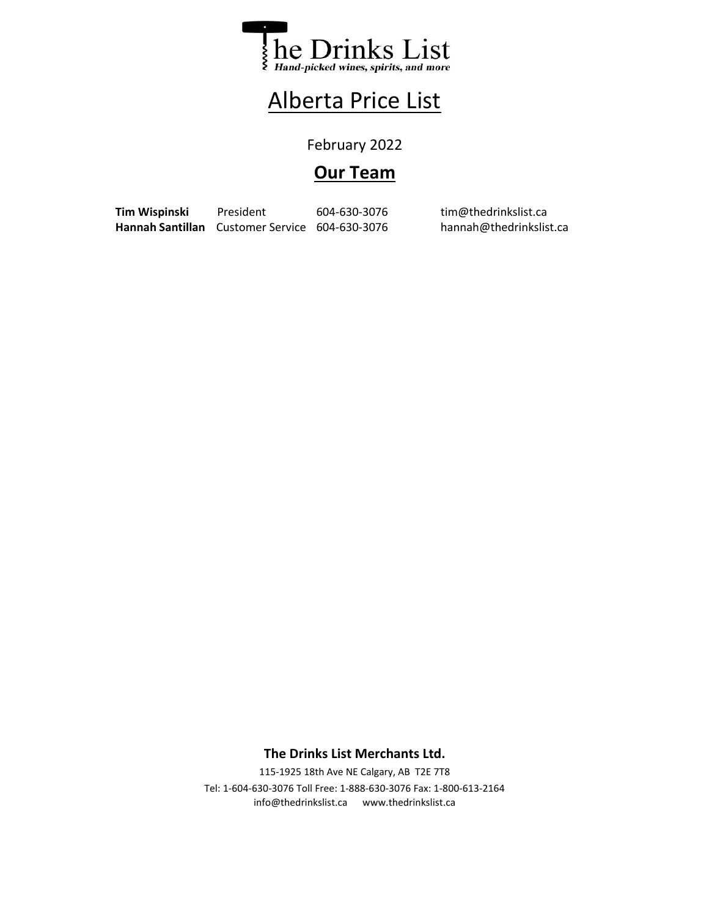# The Drinks List

*Hand-picked wines, spirits, and more*

# Alberta Price List

February 2022

## Our Team

| | | | |
|---|---|---|---|
| **Tim Wispinski** | President | 604-630-3076 | tim@thedrinkslist.ca |
| **Hannah Santillan** | Customer Service | 604-630-3076 | hannah@thedrinkslist.ca |

**The Drinks List Merchants Ltd.**

115-1925 18th Ave NE Calgary, AB T2E 7T8

Tel: 1-604-630-3076 Toll Free: 1-888-630-3076 Fax: 1-800-613-2164

info@thedrinkslist.ca www.thedrinkslist.ca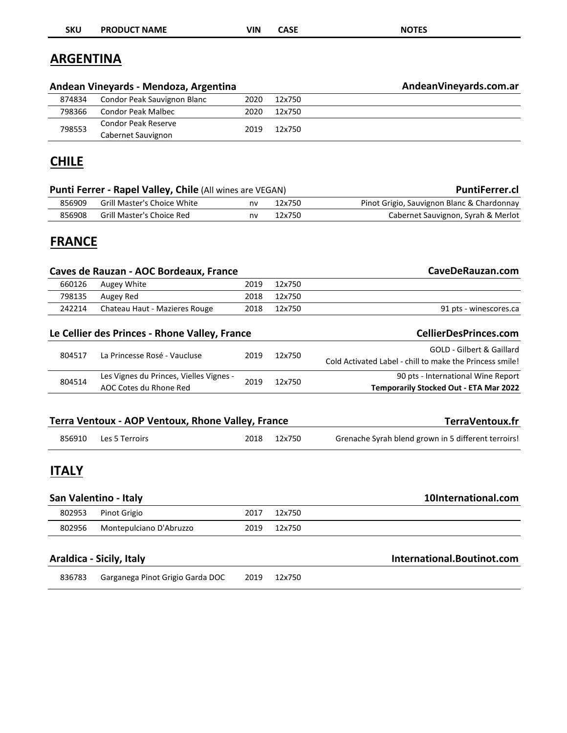| SKU | PRODUCT NAME | VIN | CASE | NOTES |
|---|---|---|---|---|

## ARGENTINA

### Andean Vineyards - Mendoza, Argentina — AndeanVineyards.com.ar

| SKU | PRODUCT NAME | VIN | CASE | NOTES |
|---|---|---|---|---|
| 874834 | Condor Peak Sauvignon Blanc | 2020 | 12x750 | |
| 798366 | Condor Peak Malbec | 2020 | 12x750 | |
| 798553 | Condor Peak Reserve Cabernet Sauvignon | 2019 | 12x750 | |

## CHILE

### Punti Ferrer - Rapel Valley, Chile (All wines are VEGAN) — PuntiFerrer.cl

| SKU | PRODUCT NAME | VIN | CASE | NOTES |
|---|---|---|---|---|
| 856909 | Grill Master's Choice White | nv | 12x750 | Pinot Grigio, Sauvignon Blanc & Chardonnay |
| 856908 | Grill Master's Choice Red | nv | 12x750 | Cabernet Sauvignon, Syrah & Merlot |

## FRANCE

### Caves de Rauzan - AOC Bordeaux, France — CaveDeRauzan.com

| SKU | PRODUCT NAME | VIN | CASE | NOTES |
|---|---|---|---|---|
| 660126 | Augey White | 2019 | 12x750 | |
| 798135 | Augey Red | 2018 | 12x750 | |
| 242214 | Chateau Haut - Mazieres Rouge | 2018 | 12x750 | 91 pts - winescores.ca |

### Le Cellier des Princes - Rhone Valley, France — CellierDesPrinces.com

| SKU | PRODUCT NAME | VIN | CASE | NOTES |
|---|---|---|---|---|
| 804517 | La Princesse Rosé - Vaucluse | 2019 | 12x750 | GOLD - Gilbert & Gaillard<br>Cold Activated Label - chill to make the Princess smile! |
| 804514 | Les Vignes du Princes, Vielles Vignes - AOC Cotes du Rhone Red | 2019 | 12x750 | 90 pts - International Wine Report<br>**Temporarily Stocked Out - ETA Mar 2022** |

### Terra Ventoux - AOP Ventoux, Rhone Valley, France — TerraVentoux.fr

| SKU | PRODUCT NAME | VIN | CASE | NOTES |
|---|---|---|---|---|
| 856910 | Les 5 Terroirs | 2018 | 12x750 | Grenache Syrah blend grown in 5 different terroirs! |

## ITALY

### San Valentino - Italy — 10International.com

| SKU | PRODUCT NAME | VIN | CASE | NOTES |
|---|---|---|---|---|
| 802953 | Pinot Grigio | 2017 | 12x750 | |
| 802956 | Montepulciano D'Abruzzo | 2019 | 12x750 | |

### Araldica - Sicily, Italy — International.Boutinot.com

| SKU | PRODUCT NAME | VIN | CASE | NOTES |
|---|---|---|---|---|
| 836783 | Garganega Pinot Grigio Garda DOC | 2019 | 12x750 | |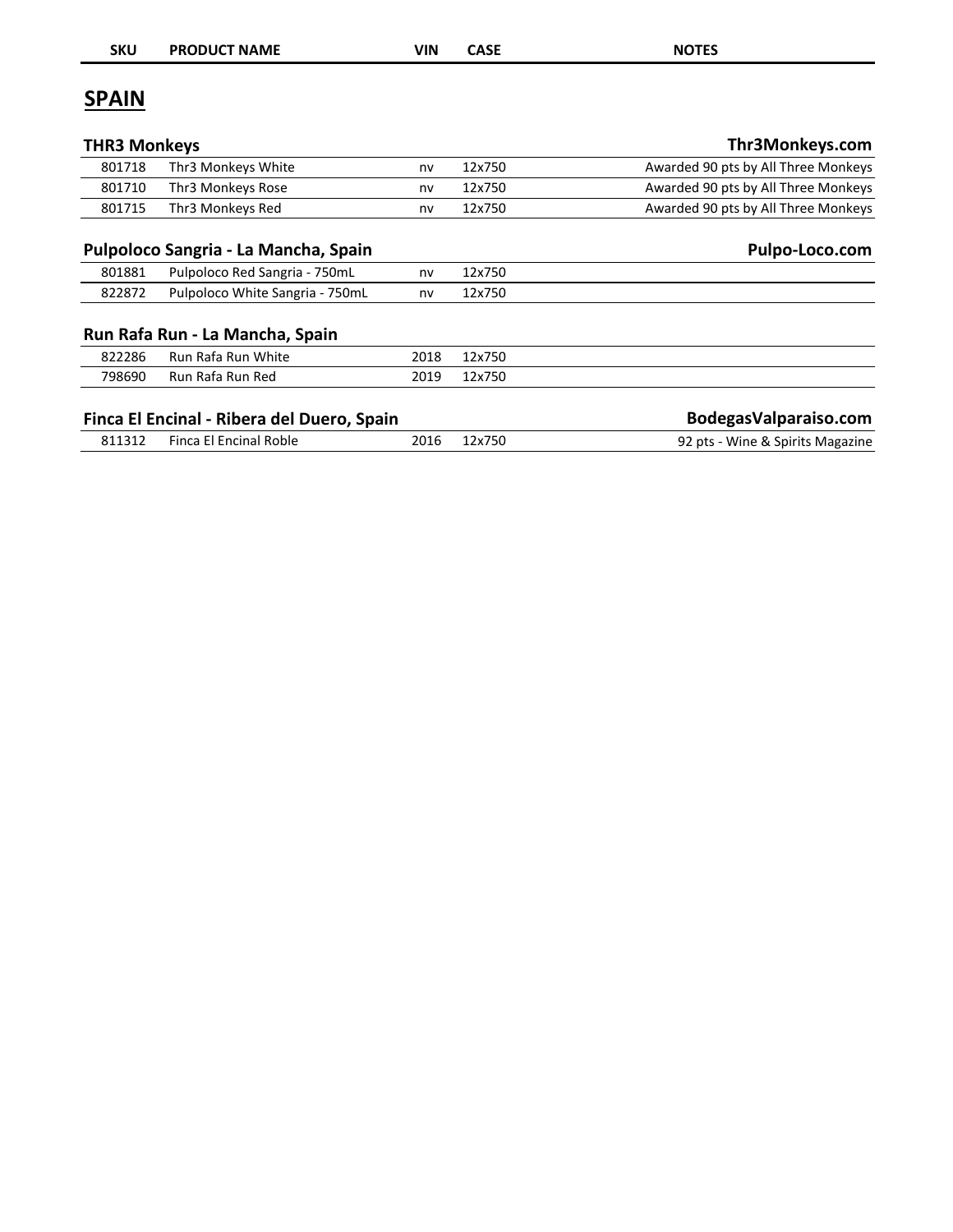| SKU | PRODUCT NAME | VIN | CASE | NOTES |
|---|---|---|---|---|

## SPAIN

### THR3 Monkeys

Thr3Monkeys.com

| SKU | PRODUCT NAME | VIN | CASE | NOTES |
|---|---|---|---|---|
| 801718 | Thr3 Monkeys White | nv | 12x750 | Awarded 90 pts by All Three Monkeys |
| 801710 | Thr3 Monkeys Rose | nv | 12x750 | Awarded 90 pts by All Three Monkeys |
| 801715 | Thr3 Monkeys Red | nv | 12x750 | Awarded 90 pts by All Three Monkeys |

### Pulpoloco Sangria - La Mancha, Spain

Pulpo-Loco.com

| SKU | PRODUCT NAME | VIN | CASE | NOTES |
|---|---|---|---|---|
| 801881 | Pulpoloco Red Sangria - 750mL | nv | 12x750 | |
| 822872 | Pulpoloco White Sangria - 750mL | nv | 12x750 | |

### Run Rafa Run - La Mancha, Spain

| SKU | PRODUCT NAME | VIN | CASE | NOTES |
|---|---|---|---|---|
| 822286 | Run Rafa Run White | 2018 | 12x750 | |
| 798690 | Run Rafa Run Red | 2019 | 12x750 | |

### Finca El Encinal - Ribera del Duero, Spain

BodegasValparaiso.com

| SKU | PRODUCT NAME | VIN | CASE | NOTES |
|---|---|---|---|---|
| 811312 | Finca El Encinal Roble | 2016 | 12x750 | 92 pts - Wine & Spirits Magazine |